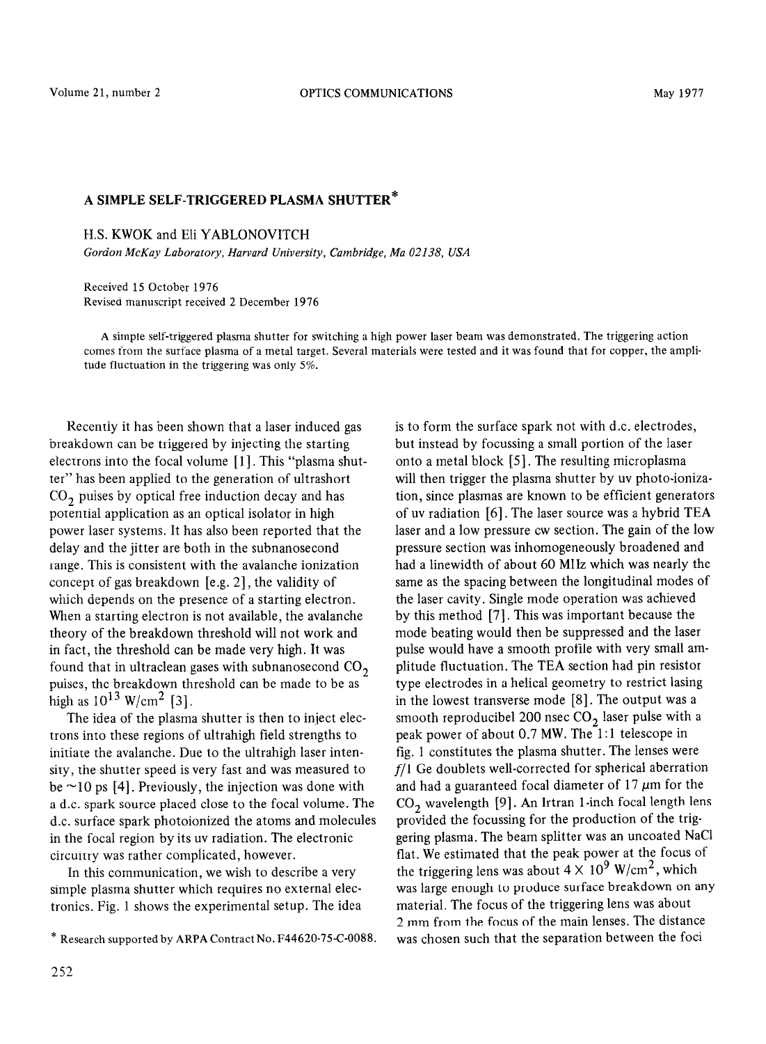# A SIMPLE SELF-TRIGGERED PLASMA SHUTTER*

H.S. KWOK and Eli YABLONOVITCH

*Gordon McKay Laboratory, Harvard University, Cambridge, Ma 02138, USA*

Received 15 October 1976

Revised manuscript received 2 December 1976

A simple self-triggered plasma shutter for switching a high power laser beam was demonstrated. The triggering action comes from the surface plasma of a metal target. Several materials were tested and it was found that for copper, the amplitude fluctuation in the triggering was only 5%.

Recently it has been shown that a laser induced gas breakdown can be triggered by injecting the starting electrons into the focal volume [1]. This "plasma shutter" has been applied to the generation of ultrashort $CO_2$ pulses by optical free induction decay and has potential application as an optical isolator in high power laser systems. It has also been reported that the delay and the jitter are both in the subnanosecond range. This is consistent with the avalanche ionization concept of gas breakdown [e.g. 2], the validity of which depends on the presence of a starting electron. When a starting electron is not available, the avalanche theory of the breakdown threshold will not work and in fact, the threshold can be made very high. It was found that in ultraclean gases with subnanosecond $CO_2$ pulses, the breakdown threshold can be made to be as high as $10^{13}$ W/cm$^2$ [3].

The idea of the plasma shutter is then to inject electrons into these regions of ultrahigh field strengths to initiate the avalanche. Due to the ultrahigh laser intensity, the shutter speed is very fast and was measured to be ~10 ps [4]. Previously, the injection was done with a d.c. spark source placed close to the focal volume. The d.c. surface spark photoionized the atoms and molecules in the focal region by its uv radiation. The electronic circuitry was rather complicated, however.

In this communication, we wish to describe a very simple plasma shutter which requires no external electronics. Fig. 1 shows the experimental setup. The idea is to form the surface spark not with d.c. electrodes, but instead by focussing a small portion of the laser onto a metal block [5]. The resulting microplasma will then trigger the plasma shutter by uv photo-ionization, since plasmas are known to be efficient generators of uv radiation [6]. The laser source was a hybrid TEA laser and a low pressure cw section. The gain of the low pressure section was inhomogeneously broadened and had a linewidth of about 60 MHz which was nearly the same as the spacing between the longitudinal modes of the laser cavity. Single mode operation was achieved by this method [7]. This was important because the mode beating would then be suppressed and the laser pulse would have a smooth profile with very small amplitude fluctuation. The TEA section had pin resistor type electrodes in a helical geometry to restrict lasing in the lowest transverse mode [8]. The output was a smooth reproducibel 200 nsec $CO_2$ laser pulse with a peak power of about 0.7 MW. The 1:1 telescope in fig. 1 constitutes the plasma shutter. The lenses were $f$/1 Ge doublets well-corrected for spherical aberration and had a guaranteed focal diameter of 17 $\mu$m for the $CO_2$ wavelength [9]. An Irtran 1-inch focal length lens provided the focussing for the production of the triggering plasma. The beam splitter was an uncoated NaCl flat. We estimated that the peak power at the focus of the triggering lens was about $4 \times 10^9$ W/cm$^2$, which was large enough to produce surface breakdown on any material. The focus of the triggering lens was about 2 mm from the focus of the main lenses. The distance was chosen such that the separation between the foci

\* Research supported by ARPA Contract No. F44620-75-C-0088.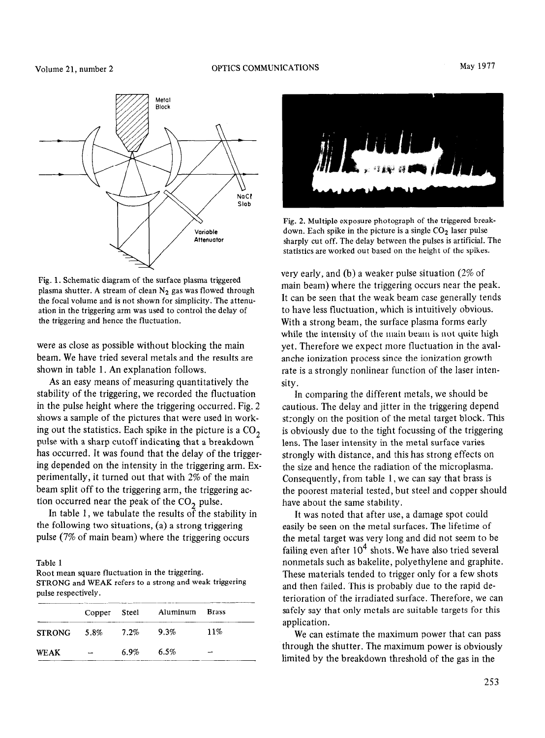Fig. 1. Schematic diagram of the surface plasma triggered plasma shutter. A stream of clean $N_2$ gas was flowed through the focal volume and is not shown for simplicity. The attenuation in the triggering arm was used to control the delay of the triggering and hence the fluctuation.

were as close as possible without blocking the main beam. We have tried several metals and the results are shown in table 1. An explanation follows.

As an easy means of measuring quantitatively the stability of the triggering, we recorded the fluctuation in the pulse height where the triggering occurred. Fig. 2 shows a sample of the pictures that were used in working out the statistics. Each spike in the picture is a $CO_2$ pulse with a sharp cutoff indicating that a breakdown has occurred. It was found that the delay of the triggering depended on the intensity in the triggering arm. Experimentally, it turned out that with 2% of the main beam split off to the triggering arm, the triggering action occurred near the peak of the $CO_2$ pulse.

In table 1, we tabulate the results of the stability in the following two situations, (a) a strong triggering pulse (7% of main beam) where the triggering occurs very early, and (b) a weaker pulse situation (2% of main beam) where the triggering occurs near the peak. It can be seen that the weak beam case generally tends to have less fluctuation, which is intuitively obvious. With a strong beam, the surface plasma forms early while the intensity of the main beam is not quite high yet. Therefore we expect more fluctuation in the avalanche ionization process since the ionization growth rate is a strongly nonlinear function of the laser intensity.

Table 1
Root mean square fluctuation in the triggering.
STRONG and WEAK refers to a strong and weak triggering pulse respectively.

| | Copper | Steel | Aluminum | Brass |
|---|---|---|---|---|
| STRONG | 5.8% | 7.2% | 9.3% | 11% |
| WEAK | – | 6.9% | 6.5% | – |

Fig. 2. Multiple exposure photograph of the triggered breakdown. Each spike in the picture is a single $CO_2$ laser pulse sharply cut off. The delay between the pulses is artificial. The statistics are worked out based on the height of the spikes.

In comparing the different metals, we should be cautious. The delay and jitter in the triggering depend strongly on the position of the metal target block. This is obviously due to the tight focussing of the triggering lens. The laser intensity in the metal surface varies strongly with distance, and this has strong effects on the size and hence the radiation of the microplasma. Consequently, from table 1, we can say that brass is the poorest material tested, but steel and copper should have about the same stability.

It was noted that after use, a damage spot could easily be seen on the metal surfaces. The lifetime of the metal target was very long and did not seem to be failing even after $10^4$ shots. We have also tried several nonmetals such as bakelite, polyethylene and graphite. These materials tended to trigger only for a few shots and then failed. This is probably due to the rapid deterioration of the irradiated surface. Therefore, we can safely say that only metals are suitable targets for this application.

We can estimate the maximum power that can pass through the shutter. The maximum power is obviously limited by the breakdown threshold of the gas in the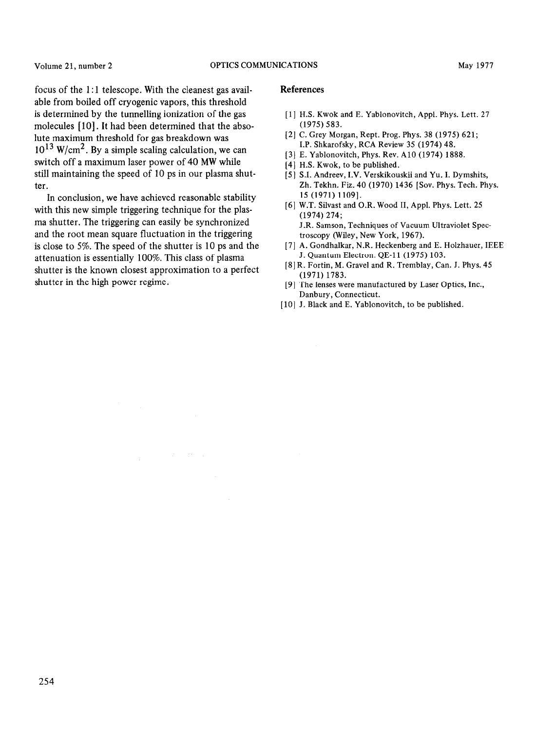focus of the 1:1 telescope. With the cleanest gas available from boiled off cryogenic vapors, this threshold is determined by the tunnelling ionization of the gas molecules [10]. It had been determined that the absolute maximum threshold for gas breakdown was $10^{13}$ W/cm$^2$. By a simple scaling calculation, we can switch off a maximum laser power of 40 MW while still maintaining the speed of 10 ps in our plasma shutter.

In conclusion, we have achieved reasonable stability with this new simple triggering technique for the plasma shutter. The triggering can easily be synchronized and the root mean square fluctuation in the triggering is close to 5%. The speed of the shutter is 10 ps and the attenuation is essentially 100%. This class of plasma shutter is the known closest approximation to a perfect shutter in the high power regime.

## References

[1] H.S. Kwok and E. Yablonovitch, Appl. Phys. Lett. 27 (1975) 583.

[2] C. Grey Morgan, Rept. Prog. Phys. 38 (1975) 621; I.P. Shkarofsky, RCA Review 35 (1974) 48.

[3] E. Yablonovitch, Phys. Rev. A10 (1974) 1888.

[4] H.S. Kwok, to be published.

[5] S.I. Andreev, I.V. Verskikouskii and Yu. I. Dymshits, Zh. Tekhn. Fiz. 40 (1970) 1436 [Sov. Phys. Tech. Phys. 15 (1971) 1109].

[6] W.T. Silvast and O.R. Wood II, Appl. Phys. Lett. 25 (1974) 274; J.R. Samson, Techniques of Vacuum Ultraviolet Spectroscopy (Wiley, New York, 1967).

[7] A. Gondhalkar, N.R. Heckenberg and E. Holzhauer, IEEE J. Quantum Electron. QE-11 (1975) 103.

[8] R. Fortin, M. Gravel and R. Tremblay, Can. J. Phys. 45 (1971) 1783.

[9] The lenses were manufactured by Laser Optics, Inc., Danbury, Connecticut.

[10] J. Black and E. Yablonovitch, to be published.